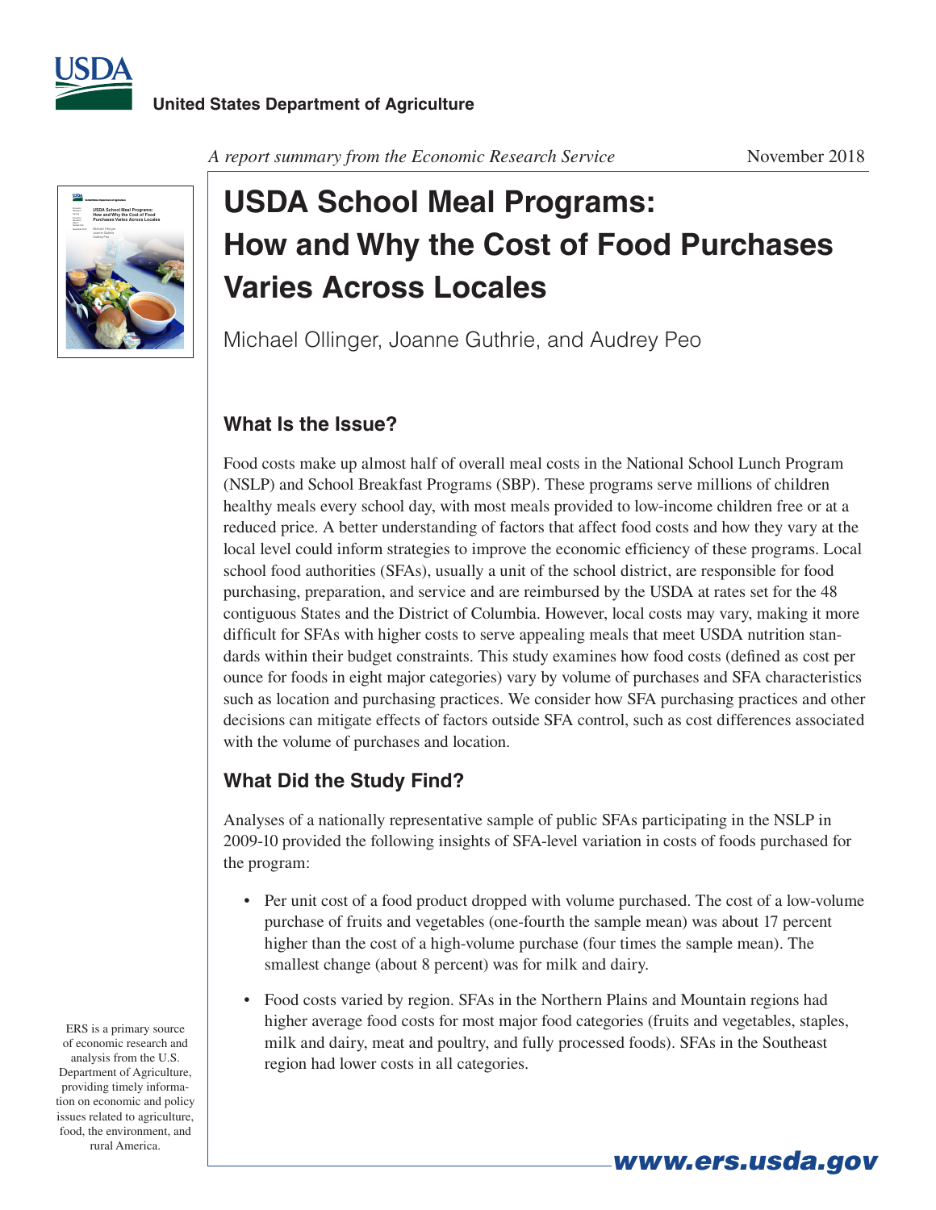United States Department of Agriculture

*A report summary from the Economic Research Service*

November 2018

# USDA School Meal Programs: How and Why the Cost of Food Purchases Varies Across Locales

Michael Ollinger, Joanne Guthrie, and Audrey Peo

## What Is the Issue?

Food costs make up almost half of overall meal costs in the National School Lunch Program (NSLP) and School Breakfast Programs (SBP). These programs serve millions of children healthy meals every school day, with most meals provided to low-income children free or at a reduced price. A better understanding of factors that affect food costs and how they vary at the local level could inform strategies to improve the economic efficiency of these programs. Local school food authorities (SFAs), usually a unit of the school district, are responsible for food purchasing, preparation, and service and are reimbursed by the USDA at rates set for the 48 contiguous States and the District of Columbia. However, local costs may vary, making it more difficult for SFAs with higher costs to serve appealing meals that meet USDA nutrition standards within their budget constraints. This study examines how food costs (defined as cost per ounce for foods in eight major categories) vary by volume of purchases and SFA characteristics such as location and purchasing practices. We consider how SFA purchasing practices and other decisions can mitigate effects of factors outside SFA control, such as cost differences associated with the volume of purchases and location.

## What Did the Study Find?

Analyses of a nationally representative sample of public SFAs participating in the NSLP in 2009-10 provided the following insights of SFA-level variation in costs of foods purchased for the program:

- Per unit cost of a food product dropped with volume purchased. The cost of a low-volume purchase of fruits and vegetables (one-fourth the sample mean) was about 17 percent higher than the cost of a high-volume purchase (four times the sample mean). The smallest change (about 8 percent) was for milk and dairy.
- Food costs varied by region. SFAs in the Northern Plains and Mountain regions had higher average food costs for most major food categories (fruits and vegetables, staples, milk and dairy, meat and poultry, and fully processed foods). SFAs in the Southeast region had lower costs in all categories.

ERS is a primary source of economic research and analysis from the U.S. Department of Agriculture, providing timely information on economic and policy issues related to agriculture, food, the environment, and rural America.

www.ers.usda.gov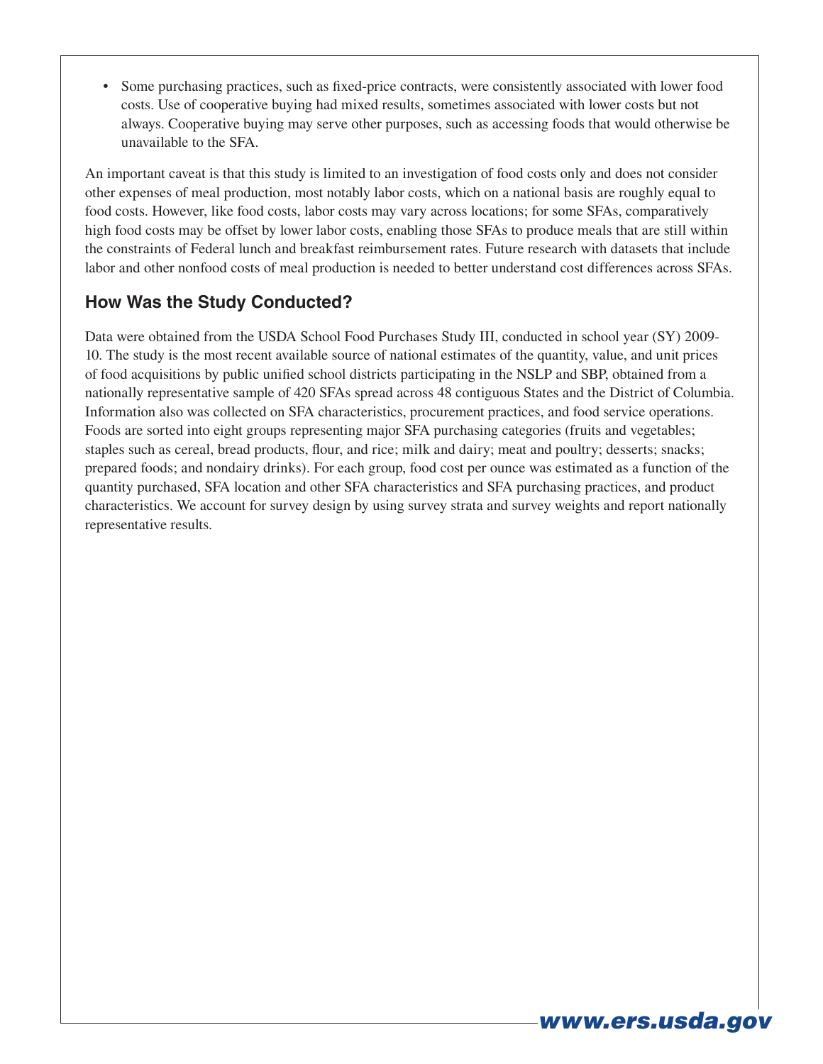- Some purchasing practices, such as fixed-price contracts, were consistently associated with lower food costs. Use of cooperative buying had mixed results, sometimes associated with lower costs but not always. Cooperative buying may serve other purposes, such as accessing foods that would otherwise be unavailable to the SFA.

An important caveat is that this study is limited to an investigation of food costs only and does not consider other expenses of meal production, most notably labor costs, which on a national basis are roughly equal to food costs. However, like food costs, labor costs may vary across locations; for some SFAs, comparatively high food costs may be offset by lower labor costs, enabling those SFAs to produce meals that are still within the constraints of Federal lunch and breakfast reimbursement rates. Future research with datasets that include labor and other nonfood costs of meal production is needed to better understand cost differences across SFAs.

## How Was the Study Conducted?

Data were obtained from the USDA School Food Purchases Study III, conducted in school year (SY) 2009-10. The study is the most recent available source of national estimates of the quantity, value, and unit prices of food acquisitions by public unified school districts participating in the NSLP and SBP, obtained from a nationally representative sample of 420 SFAs spread across 48 contiguous States and the District of Columbia. Information also was collected on SFA characteristics, procurement practices, and food service operations. Foods are sorted into eight groups representing major SFA purchasing categories (fruits and vegetables; staples such as cereal, bread products, flour, and rice; milk and dairy; meat and poultry; desserts; snacks; prepared foods; and nondairy drinks). For each group, food cost per ounce was estimated as a function of the quantity purchased, SFA location and other SFA characteristics and SFA purchasing practices, and product characteristics. We account for survey design by using survey strata and survey weights and report nationally representative results.